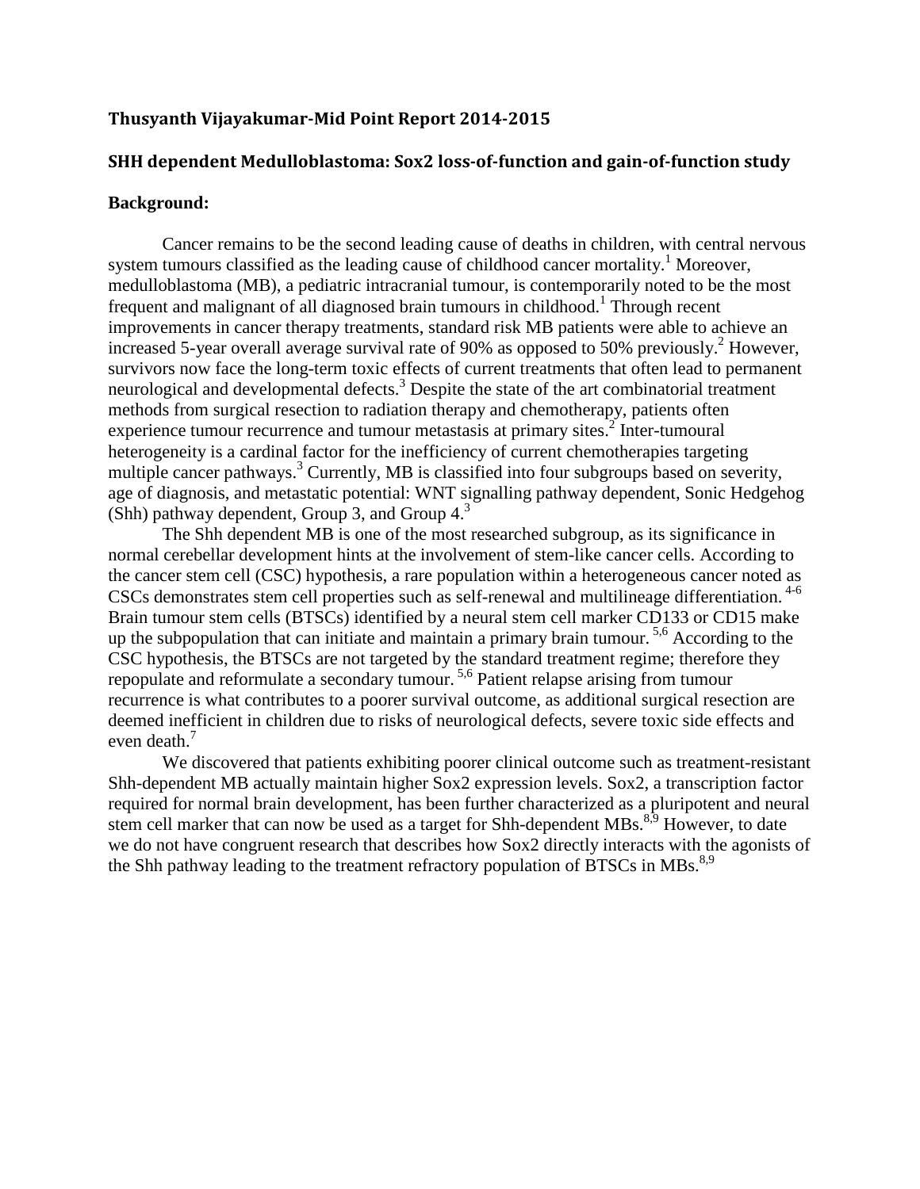### Thusyanth Vijayakumar-Mid Point Report 2014-2015

### SHH dependent Medulloblastoma: Sox2 loss-of-function and gain-of-function study

### Background:

Cancer remains to be the second leading cause of deaths in children, with central nervous system tumours classified as the leading cause of childhood cancer mortality.[1] Moreover, medulloblastoma (MB), a pediatric intracranial tumour, is contemporarily noted to be the most frequent and malignant of all diagnosed brain tumours in childhood.[1] Through recent improvements in cancer therapy treatments, standard risk MB patients were able to achieve an increased 5-year overall average survival rate of 90% as opposed to 50% previously.[2] However, survivors now face the long-term toxic effects of current treatments that often lead to permanent neurological and developmental defects.[3] Despite the state of the art combinatorial treatment methods from surgical resection to radiation therapy and chemotherapy, patients often experience tumour recurrence and tumour metastasis at primary sites.[2] Inter-tumoural heterogeneity is a cardinal factor for the inefficiency of current chemotherapies targeting multiple cancer pathways.[3] Currently, MB is classified into four subgroups based on severity, age of diagnosis, and metastatic potential: WNT signalling pathway dependent, Sonic Hedgehog (Shh) pathway dependent, Group 3, and Group 4.[3]

The Shh dependent MB is one of the most researched subgroup, as its significance in normal cerebellar development hints at the involvement of stem-like cancer cells. According to the cancer stem cell (CSC) hypothesis, a rare population within a heterogeneous cancer noted as CSCs demonstrates stem cell properties such as self-renewal and multilineage differentiation. [4-6] Brain tumour stem cells (BTSCs) identified by a neural stem cell marker CD133 or CD15 make up the subpopulation that can initiate and maintain a primary brain tumour. [5,6] According to the CSC hypothesis, the BTSCs are not targeted by the standard treatment regime; therefore they repopulate and reformulate a secondary tumour. [5,6] Patient relapse arising from tumour recurrence is what contributes to a poorer survival outcome, as additional surgical resection are deemed inefficient in children due to risks of neurological defects, severe toxic side effects and even death.[7]

We discovered that patients exhibiting poorer clinical outcome such as treatment-resistant Shh-dependent MB actually maintain higher Sox2 expression levels. Sox2, a transcription factor required for normal brain development, has been further characterized as a pluripotent and neural stem cell marker that can now be used as a target for Shh-dependent MBs.[8,9] However, to date we do not have congruent research that describes how Sox2 directly interacts with the agonists of the Shh pathway leading to the treatment refractory population of BTSCs in MBs.[8,9]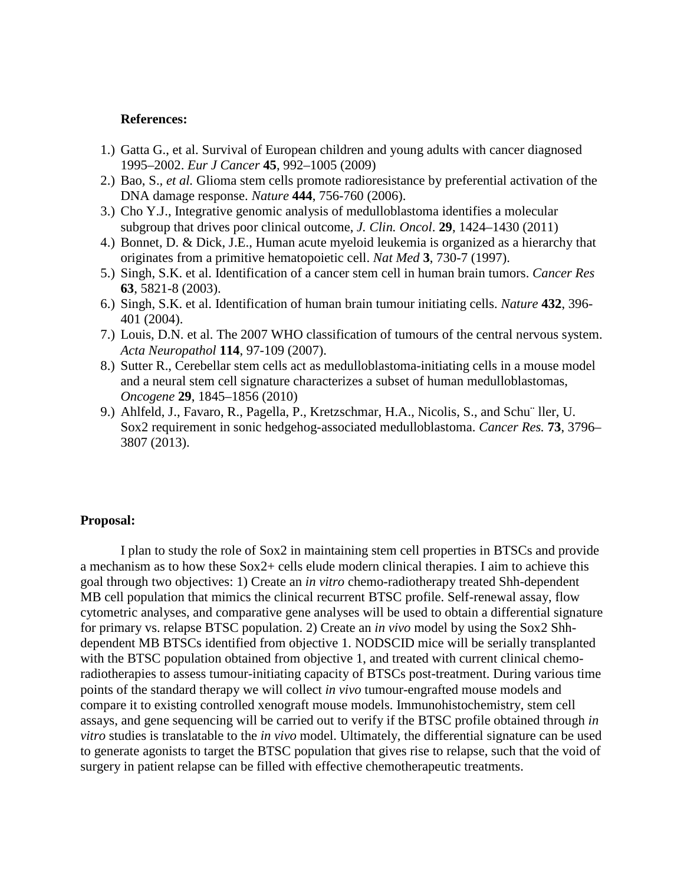**References:**

1.) Gatta G., et al. Survival of European children and young adults with cancer diagnosed 1995–2002. *Eur J Cancer* **45**, 992–1005 (2009)
2.) Bao, S., *et al.* Glioma stem cells promote radioresistance by preferential activation of the DNA damage response. *Nature* **444**, 756-760 (2006).
3.) Cho Y.J., Integrative genomic analysis of medulloblastoma identifies a molecular subgroup that drives poor clinical outcome, *J. Clin. Oncol.* **29**, 1424–1430 (2011)
4.) Bonnet, D. & Dick, J.E., Human acute myeloid leukemia is organized as a hierarchy that originates from a primitive hematopoietic cell. *Nat Med* **3**, 730-7 (1997).
5.) Singh, S.K. et al. Identification of a cancer stem cell in human brain tumors. *Cancer Res* **63**, 5821-8 (2003).
6.) Singh, S.K. et al. Identification of human brain tumour initiating cells. *Nature* **432**, 396-401 (2004).
7.) Louis, D.N. et al. The 2007 WHO classification of tumours of the central nervous system. *Acta Neuropathol* **114**, 97-109 (2007).
8.) Sutter R., Cerebellar stem cells act as medulloblastoma-initiating cells in a mouse model and a neural stem cell signature characterizes a subset of human medulloblastomas, *Oncogene* **29**, 1845–1856 (2010)
9.) Ahlfeld, J., Favaro, R., Pagella, P., Kretzschmar, H.A., Nicolis, S., and Schu¨ ller, U. Sox2 requirement in sonic hedgehog-associated medulloblastoma. *Cancer Res.* **73**, 3796–3807 (2013).

**Proposal:**

I plan to study the role of Sox2 in maintaining stem cell properties in BTSCs and provide a mechanism as to how these Sox2+ cells elude modern clinical therapies. I aim to achieve this goal through two objectives: 1) Create an *in vitro* chemo-radiotherapy treated Shh-dependent MB cell population that mimics the clinical recurrent BTSC profile. Self-renewal assay, flow cytometric analyses, and comparative gene analyses will be used to obtain a differential signature for primary vs. relapse BTSC population. 2) Create an *in vivo* model by using the Sox2 Shh-dependent MB BTSCs identified from objective 1. NODSCID mice will be serially transplanted with the BTSC population obtained from objective 1, and treated with current clinical chemo-radiotherapies to assess tumour-initiating capacity of BTSCs post-treatment. During various time points of the standard therapy we will collect *in vivo* tumour-engrafted mouse models and compare it to existing controlled xenograft mouse models. Immunohistochemistry, stem cell assays, and gene sequencing will be carried out to verify if the BTSC profile obtained through *in vitro* studies is translatable to the *in vivo* model. Ultimately, the differential signature can be used to generate agonists to target the BTSC population that gives rise to relapse, such that the void of surgery in patient relapse can be filled with effective chemotherapeutic treatments.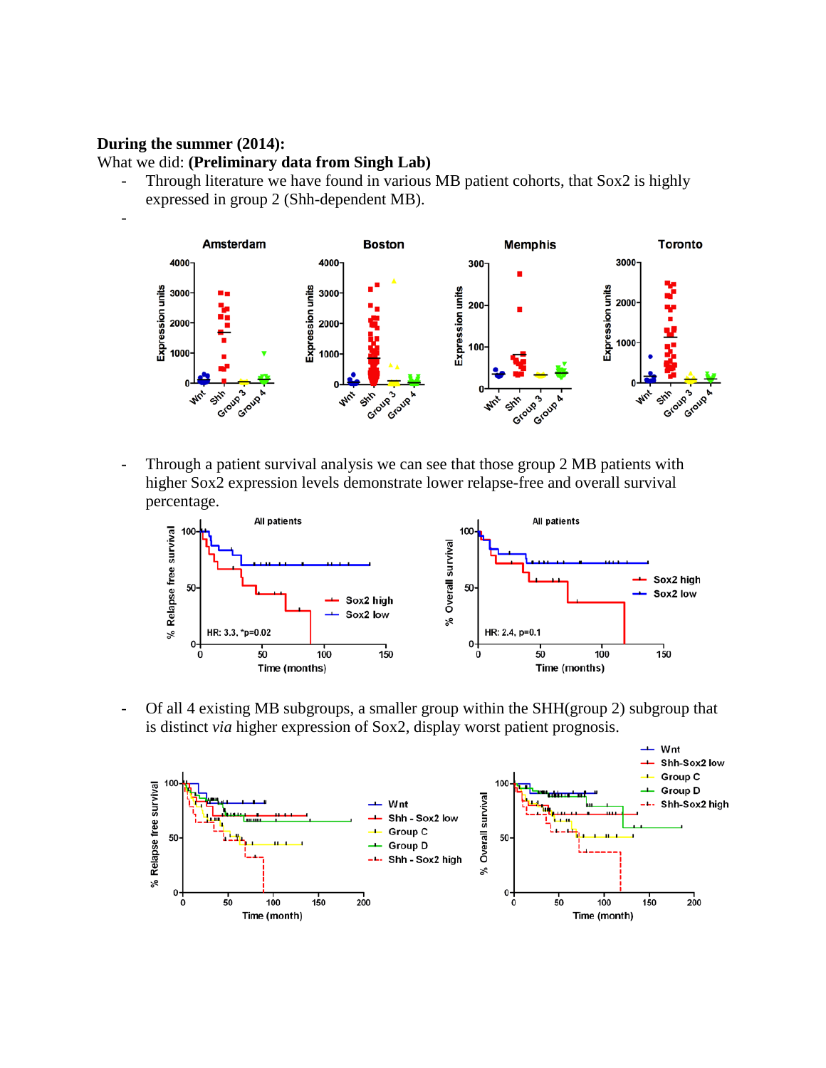**During the summer (2014):**

What we did: **(Preliminary data from Singh Lab)**

- Through literature we have found in various MB patient cohorts, that Sox2 is highly expressed in group 2 (Shh-dependent MB).
-

- Through a patient survival analysis we can see that those group 2 MB patients with higher Sox2 expression levels demonstrate lower relapse-free and overall survival percentage.

- Of all 4 existing MB subgroups, a smaller group within the SHH(group 2) subgroup that is distinct *via* higher expression of Sox2, display worst patient prognosis.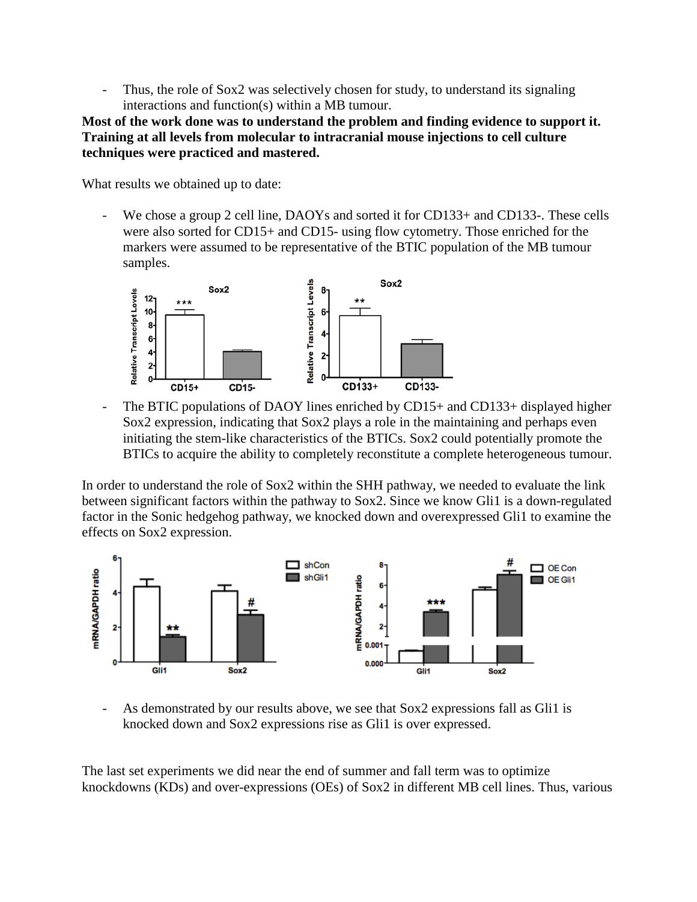- Thus, the role of Sox2 was selectively chosen for study, to understand its signaling interactions and function(s) within a MB tumour.

**Most of the work done was to understand the problem and finding evidence to support it. Training at all levels from molecular to intracranial mouse injections to cell culture techniques were practiced and mastered.**

What results we obtained up to date:

- We chose a group 2 cell line, DAOYs and sorted it for CD133+ and CD133-. These cells were also sorted for CD15+ and CD15- using flow cytometry. Those enriched for the markers were assumed to be representative of the BTIC population of the MB tumour samples.

- The BTIC populations of DAOY lines enriched by CD15+ and CD133+ displayed higher Sox2 expression, indicating that Sox2 plays a role in the maintaining and perhaps even initiating the stem-like characteristics of the BTICs. Sox2 could potentially promote the BTICs to acquire the ability to completely reconstitute a complete heterogeneous tumour.

In order to understand the role of Sox2 within the SHH pathway, we needed to evaluate the link between significant factors within the pathway to Sox2. Since we know Gli1 is a down-regulated factor in the Sonic hedgehog pathway, we knocked down and overexpressed Gli1 to examine the effects on Sox2 expression.

- As demonstrated by our results above, we see that Sox2 expressions fall as Gli1 is knocked down and Sox2 expressions rise as Gli1 is over expressed.

The last set experiments we did near the end of summer and fall term was to optimize knockdowns (KDs) and over-expressions (OEs) of Sox2 in different MB cell lines. Thus, various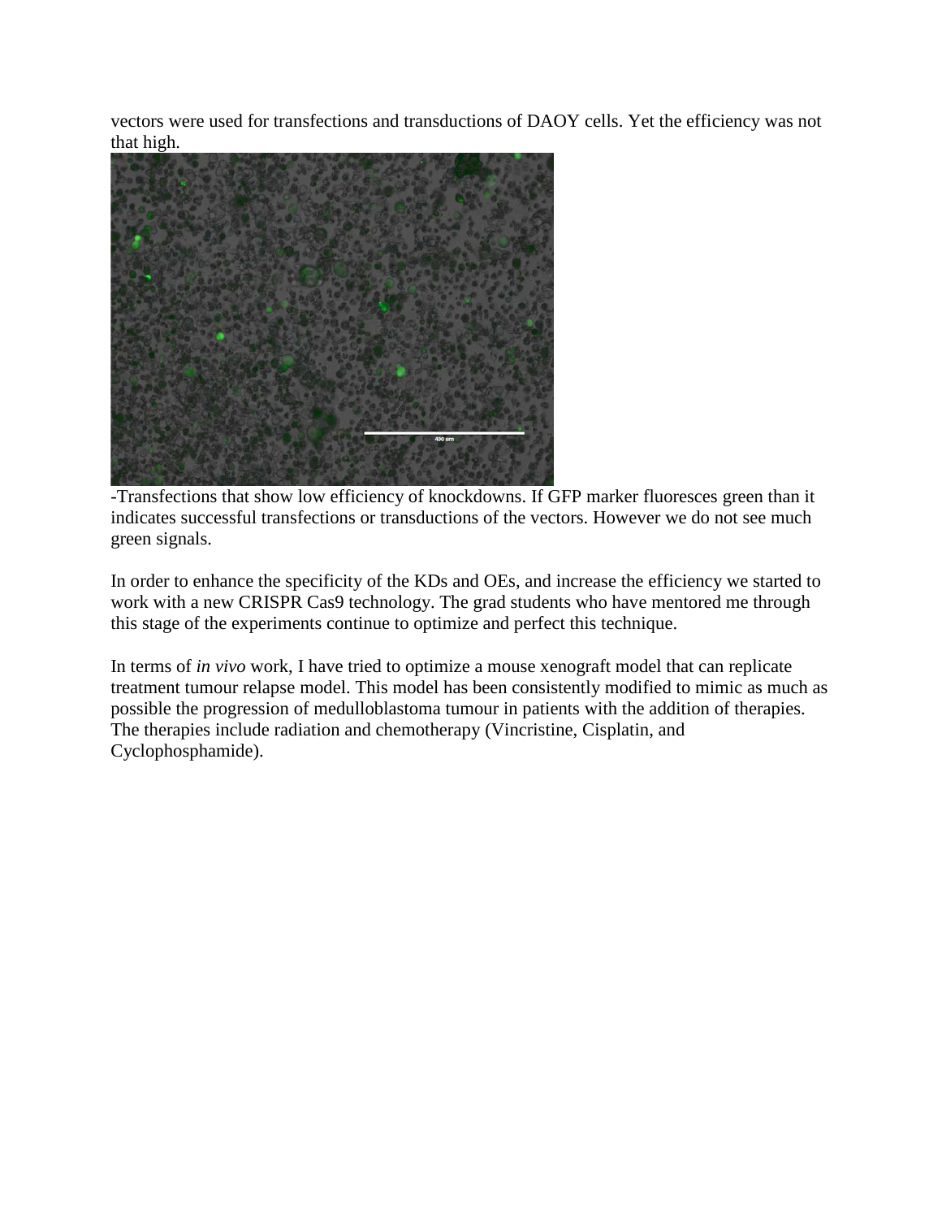vectors were used for transfections and transductions of DAOY cells. Yet the efficiency was not that high.

-Transfections that show low efficiency of knockdowns. If GFP marker fluoresces green than it indicates successful transfections or transductions of the vectors. However we do not see much green signals.

In order to enhance the specificity of the KDs and OEs, and increase the efficiency we started to work with a new CRISPR Cas9 technology. The grad students who have mentored me through this stage of the experiments continue to optimize and perfect this technique.

In terms of *in vivo* work, I have tried to optimize a mouse xenograft model that can replicate treatment tumour relapse model. This model has been consistently modified to mimic as much as possible the progression of medulloblastoma tumour in patients with the addition of therapies. The therapies include radiation and chemotherapy (Vincristine, Cisplatin, and Cyclophosphamide).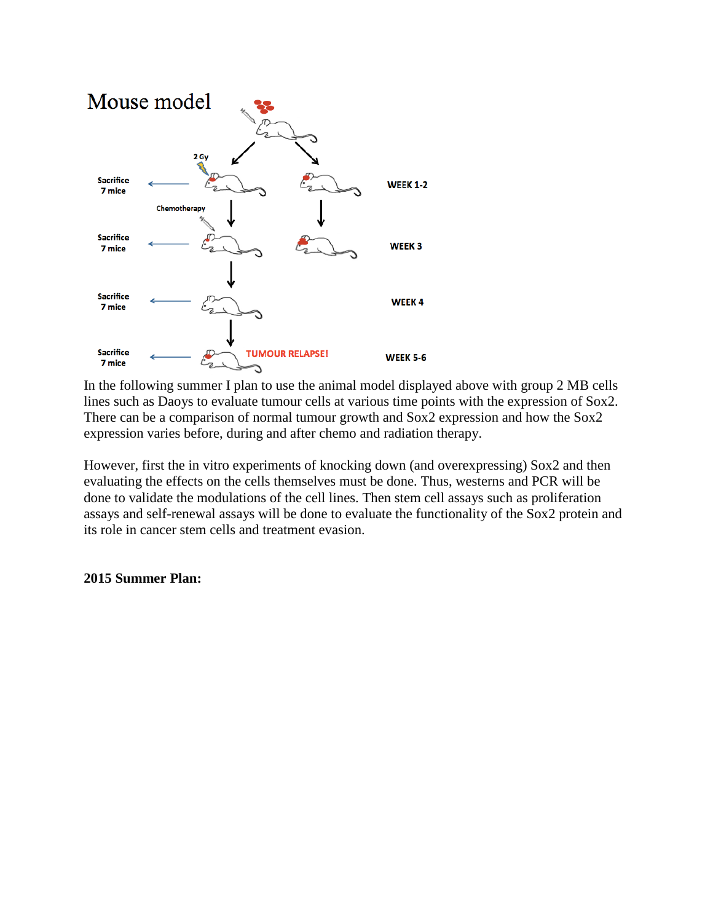## Mouse model

In the following summer I plan to use the animal model displayed above with group 2 MB cells lines such as Daoys to evaluate tumour cells at various time points with the expression of Sox2. There can be a comparison of normal tumour growth and Sox2 expression and how the Sox2 expression varies before, during and after chemo and radiation therapy.

However, first the in vitro experiments of knocking down (and overexpressing) Sox2 and then evaluating the effects on the cells themselves must be done. Thus, westerns and PCR will be done to validate the modulations of the cell lines. Then stem cell assays such as proliferation assays and self-renewal assays will be done to evaluate the functionality of the Sox2 protein and its role in cancer stem cells and treatment evasion.

**2015 Summer Plan:**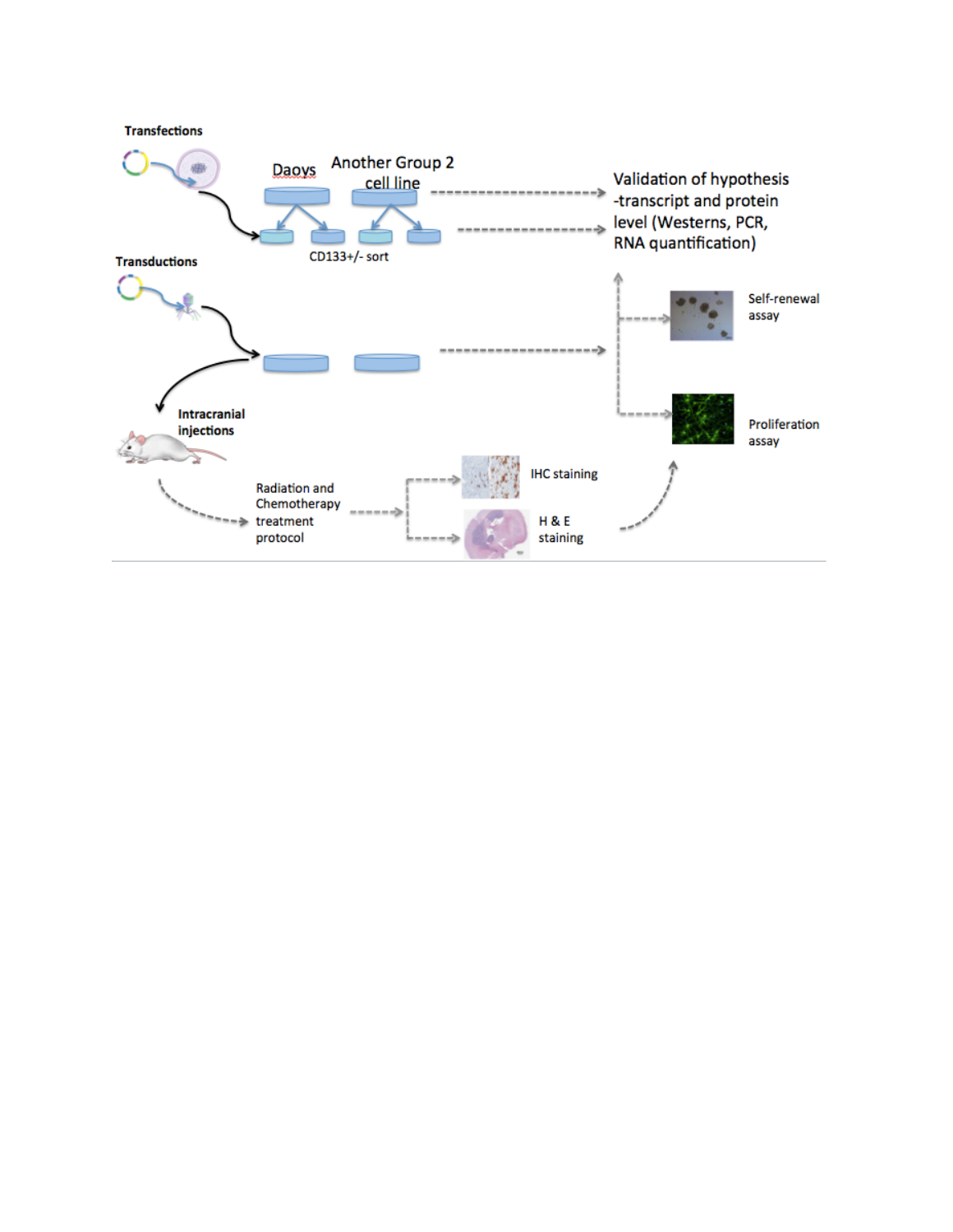Transfections

Daoys

Another Group 2 cell line

CD133+/- sort

Validation of hypothesis -transcript and protein level (Westerns, PCR, RNA quantification)

Transductions

Self-renewal assay

Proliferation assay

Intracranial injections

Radiation and Chemotherapy treatment protocol

IHC staining

H & E staining